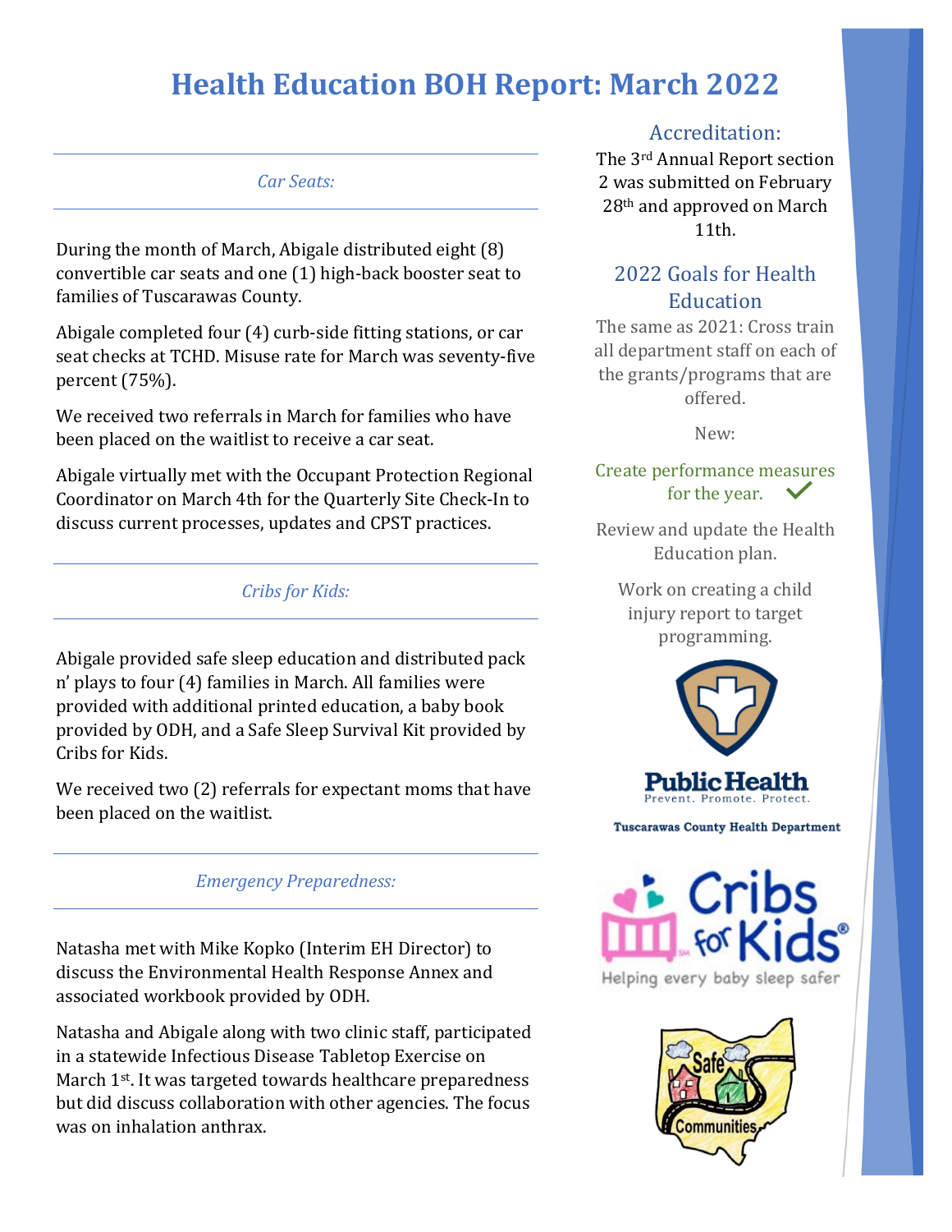# Health Education BOH Report: March 2022

### *Car Seats:*

During the month of March, Abigale distributed eight (8) convertible car seats and one (1) high-back booster seat to families of Tuscarawas County.

Abigale completed four (4) curb-side fitting stations, or car seat checks at TCHD. Misuse rate for March was seventy-five percent (75%).

We received two referrals in March for families who have been placed on the waitlist to receive a car seat.

Abigale virtually met with the Occupant Protection Regional Coordinator on March 4th for the Quarterly Site Check-In to discuss current processes, updates and CPST practices.

### *Cribs for Kids:*

Abigale provided safe sleep education and distributed pack n' plays to four (4) families in March. All families were provided with additional printed education, a baby book provided by ODH, and a Safe Sleep Survival Kit provided by Cribs for Kids.

We received two (2) referrals for expectant moms that have been placed on the waitlist.

### *Emergency Preparedness:*

Natasha met with Mike Kopko (Interim EH Director) to discuss the Environmental Health Response Annex and associated workbook provided by ODH.

Natasha and Abigale along with two clinic staff, participated in a statewide Infectious Disease Tabletop Exercise on March 1st. It was targeted towards healthcare preparedness but did discuss collaboration with other agencies. The focus was on inhalation anthrax.

## Accreditation:

The 3rd Annual Report section 2 was submitted on February 28th and approved on March 11th.

## 2022 Goals for Health Education

The same as 2021: Cross train all department staff on each of the grants/programs that are offered.

New:

Create performance measures for the year. ✓

Review and update the Health Education plan.

Work on creating a child injury report to target programming.

Public Health
Prevent. Promote. Protect.

Tuscarawas County Health Department

Cribs for Kids
Helping every baby sleep safer

Safe Communities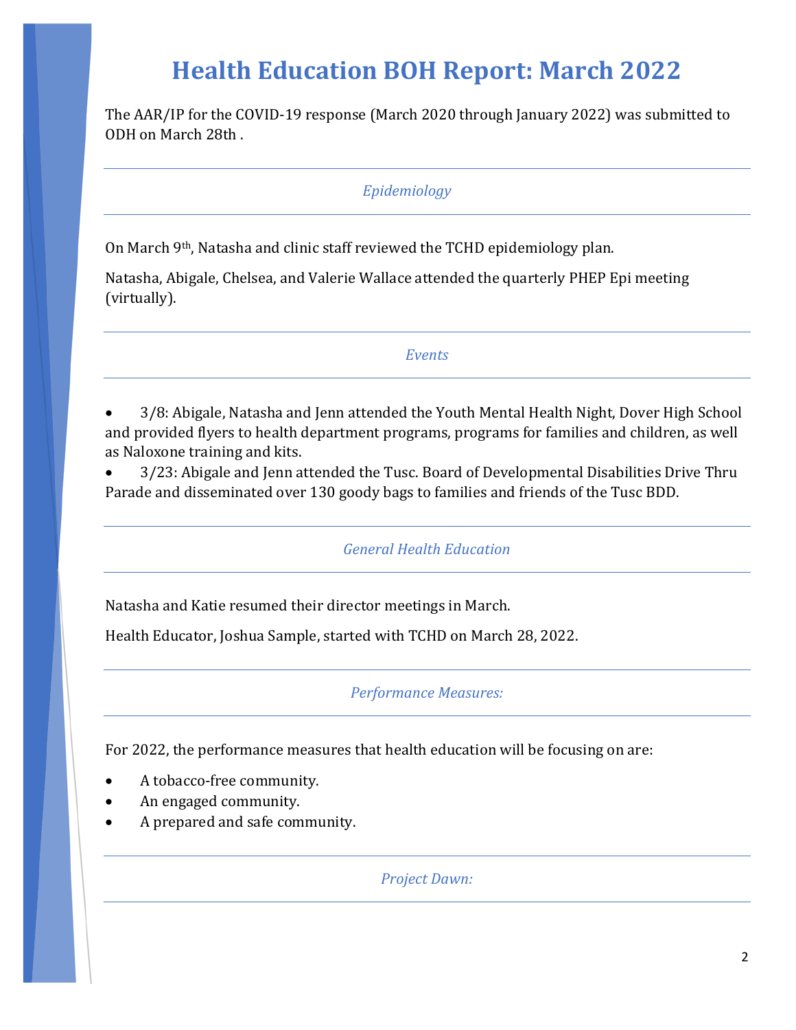# Health Education BOH Report: March 2022

The AAR/IP for the COVID-19 response (March 2020 through January 2022) was submitted to ODH on March 28th .

---

*Epidemiology*

---

On March 9th, Natasha and clinic staff reviewed the TCHD epidemiology plan.

Natasha, Abigale, Chelsea, and Valerie Wallace attended the quarterly PHEP Epi meeting (virtually).

---

*Events*

---

- 3/8: Abigale, Natasha and Jenn attended the Youth Mental Health Night, Dover High School and provided flyers to health department programs, programs for families and children, as well as Naloxone training and kits.
- 3/23: Abigale and Jenn attended the Tusc. Board of Developmental Disabilities Drive Thru Parade and disseminated over 130 goody bags to families and friends of the Tusc BDD.

---

*General Health Education*

---

Natasha and Katie resumed their director meetings in March.

Health Educator, Joshua Sample, started with TCHD on March 28, 2022.

---

*Performance Measures:*

---

For 2022, the performance measures that health education will be focusing on are:

- A tobacco-free community.
- An engaged community.
- A prepared and safe community.

---

*Project Dawn:*

---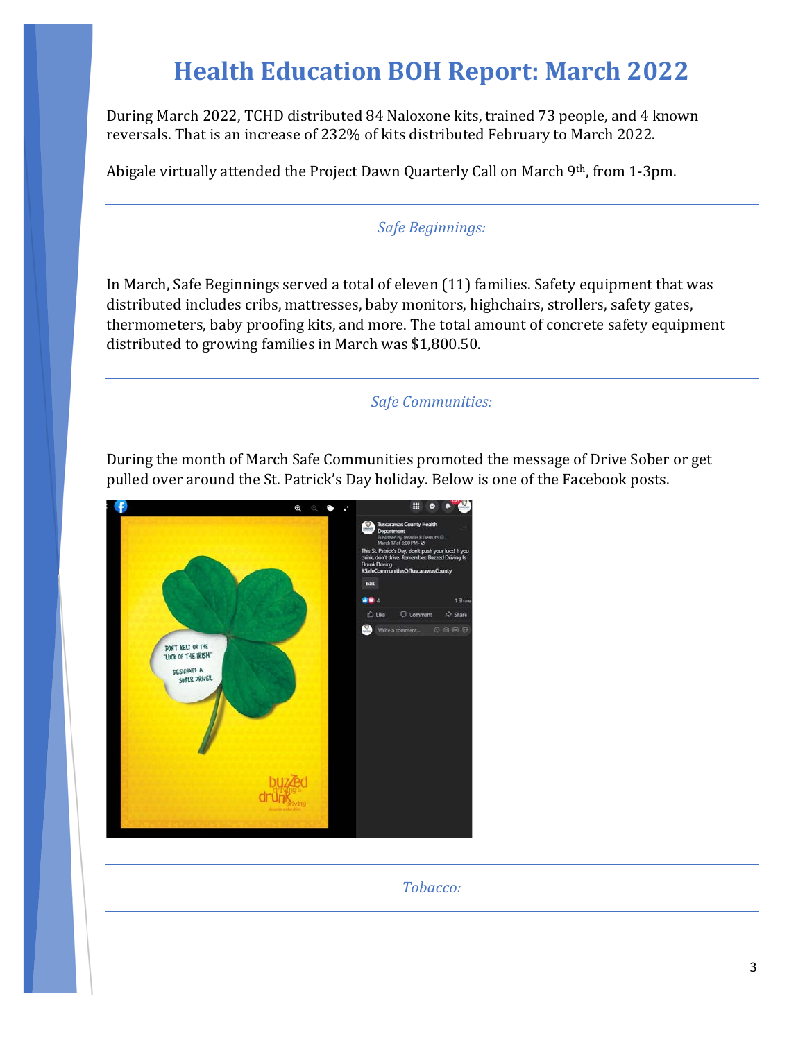# Health Education BOH Report: March 2022

During March 2022, TCHD distributed 84 Naloxone kits, trained 73 people, and 4 known reversals. That is an increase of 232% of kits distributed February to March 2022.

Abigale virtually attended the Project Dawn Quarterly Call on March 9th, from 1-3pm.

## *Safe Beginnings:*

In March, Safe Beginnings served a total of eleven (11) families. Safety equipment that was distributed includes cribs, mattresses, baby monitors, highchairs, strollers, safety gates, thermometers, baby proofing kits, and more. The total amount of concrete safety equipment distributed to growing families in March was $1,800.50.

## *Safe Communities:*

During the month of March Safe Communities promoted the message of Drive Sober or get pulled over around the St. Patrick's Day holiday. Below is one of the Facebook posts.

## *Tobacco:*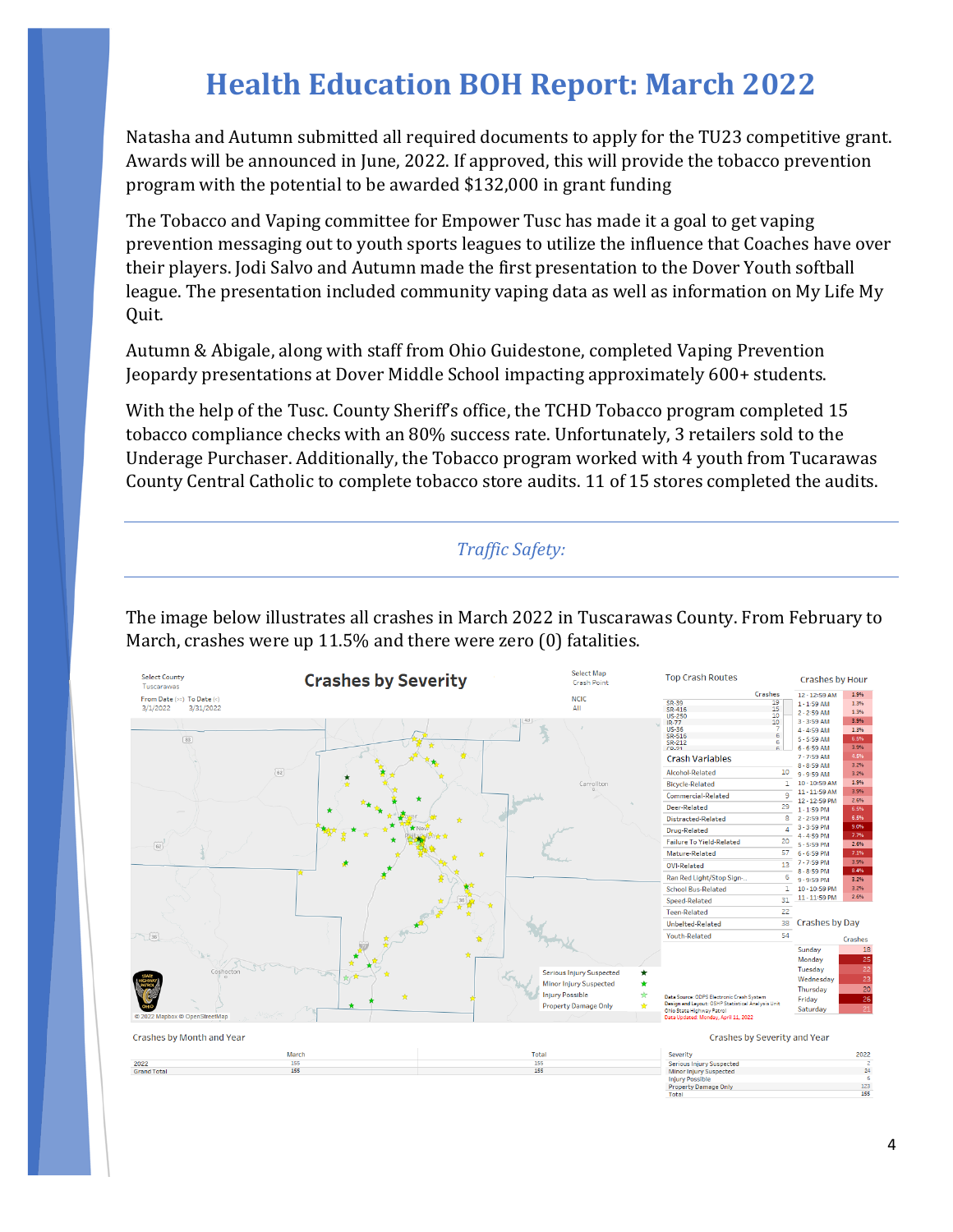# Health Education BOH Report: March 2022

Natasha and Autumn submitted all required documents to apply for the TU23 competitive grant. Awards will be announced in June, 2022. If approved, this will provide the tobacco prevention program with the potential to be awarded $132,000 in grant funding

The Tobacco and Vaping committee for Empower Tusc has made it a goal to get vaping prevention messaging out to youth sports leagues to utilize the influence that Coaches have over their players. Jodi Salvo and Autumn made the first presentation to the Dover Youth softball league. The presentation included community vaping data as well as information on My Life My Quit.

Autumn & Abigale, along with staff from Ohio Guidestone, completed Vaping Prevention Jeopardy presentations at Dover Middle School impacting approximately 600+ students.

With the help of the Tusc. County Sheriff's office, the TCHD Tobacco program completed 15 tobacco compliance checks with an 80% success rate. Unfortunately, 3 retailers sold to the Underage Purchaser. Additionally, the Tobacco program worked with 4 youth from Tucarawas County Central Catholic to complete tobacco store audits. 11 of 15 stores completed the audits.

*Traffic Safety:*

The image below illustrates all crashes in March 2022 in Tuscarawas County. From February to March, crashes were up 11.5% and there were zero (0) fatalities.

Crashes by Severity

Select County: Tuscarawas
From Date (>=) 3/1/2022 To Date (<) 3/31/2022
Select Map: Crash Point
NCIC: All

Serious Injury Suspected
Minor Injury Suspected
Injury Possible
Property Damage Only

© 2022 Mapbox © OpenStreetMap

Top Crash Routes

| | Crashes |
|---|---|
| SR-39 | 19 |
| SR-416 | 15 |
| US-250 | 10 |
| IR-77 | 10 |
| US-36 | 7 |
| SR-516 | 6 |
| SR-212 | 6 |

Crash Variables

| | |
|---|---|
| Alcohol-Related | 10 |
| Bicycle-Related | 1 |
| Commercial-Related | 9 |
| Deer-Related | 29 |
| Distracted-Related | 8 |
| Drug-Related | 4 |
| Failure To Yield-Related | 20 |
| Mature-Related | 57 |
| OVI-Related | 13 |
| Ran Red Light/Stop Sign-.. | 6 |
| School Bus-Related | 1 |
| Speed-Related | 31 |
| Teen-Related | 22 |
| Unbelted-Related | 38 |
| Youth-Related | 54 |

Crashes by Hour

| | |
|---|---|
| 12 - 12:59 AM | 1.9% |
| 1 - 1:59 AM | 1.3% |
| 2 - 2:59 AM | 1.3% |
| 3 - 3:59 AM | 3.9% |
| 4 - 4:59 AM | 1.3% |
| 5 - 5:59 AM | 6.5% |
| 6 - 6:59 AM | 3.9% |
| 7 - 7:59 AM | 4.5% |
| 8 - 8:59 AM | 3.2% |
| 9 - 9:59 AM | 3.2% |
| 10 - 10:59 AM | 1.9% |
| 11 - 11:59 AM | 3.9% |
| 12 - 12:59 PM | 2.6% |
| 1 - 1:59 PM | 6.5% |
| 2 - 2:59 PM | 6.5% |
| 3 - 3:59 PM | 9.0% |
| 4 - 4:59 PM | 7.7% |
| 5 - 5:59 PM | 2.6% |
| 6 - 6:59 PM | 7.1% |
| 7 - 7:59 PM | 3.9% |
| 8 - 8:59 PM | 8.4% |
| 9 - 9:59 PM | 3.2% |
| 10 - 10:59 PM | 3.2% |
| 11 - 11:59 PM | 2.6% |

Crashes by Day

| | Crashes |
|---|---|
| Sunday | 18 |
| Monday | 25 |
| Tuesday | 22 |
| Wednesday | 23 |
| Thursday | 20 |
| Friday | 26 |
| Saturday | 21 |

Data Source: ODPS Electronic Crash System
Design and Layout: OSHP Statistical Analysis Unit
Ohio State Highway Patrol
Data Updated: Monday, April 11, 2022

Crashes by Month and Year

| | March | Total |
|---|---|---|
| 2022 | 155 | 155 |
| Grand Total | 155 | 155 |

Crashes by Severity and Year

| Severity | 2022 |
|---|---|
| Serious Injury Suspected | 2 |
| Minor Injury Suspected | 24 |
| Injury Possible | 6 |
| Property Damage Only | 123 |
| Total | 155 |